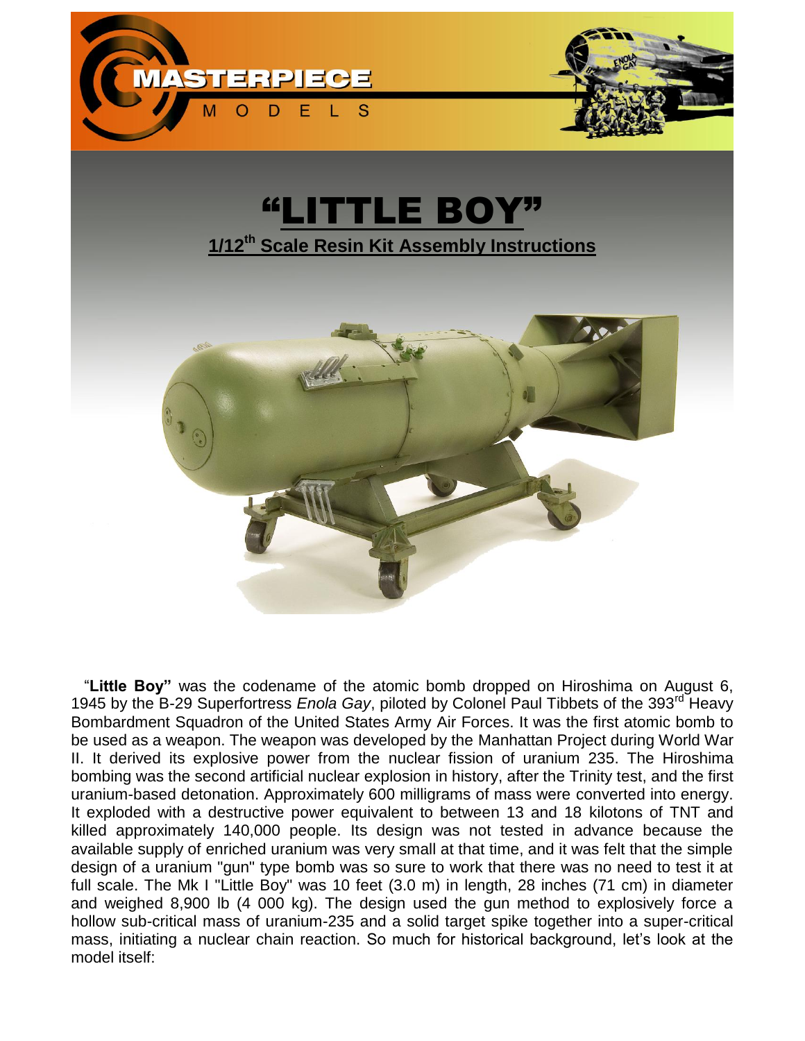MASTERPIECE

MODELS

# "LITTLE BOY"

## 1/12th Scale Resin Kit Assembly Instructions

"**Little Boy"** was the codename of the atomic bomb dropped on Hiroshima on August 6, 1945 by the B-29 Superfortress *Enola Gay*, piloted by Colonel Paul Tibbets of the 393rd Heavy Bombardment Squadron of the United States Army Air Forces. It was the first atomic bomb to be used as a weapon. The weapon was developed by the Manhattan Project during World War II. It derived its explosive power from the nuclear fission of uranium 235. The Hiroshima bombing was the second artificial nuclear explosion in history, after the Trinity test, and the first uranium-based detonation. Approximately 600 milligrams of mass were converted into energy. It exploded with a destructive power equivalent to between 13 and 18 kilotons of TNT and killed approximately 140,000 people. Its design was not tested in advance because the available supply of enriched uranium was very small at that time, and it was felt that the simple design of a uranium "gun" type bomb was so sure to work that there was no need to test it at full scale. The Mk I "Little Boy" was 10 feet (3.0 m) in length, 28 inches (71 cm) in diameter and weighed 8,900 lb (4 000 kg). The design used the gun method to explosively force a hollow sub-critical mass of uranium-235 and a solid target spike together into a super-critical mass, initiating a nuclear chain reaction. So much for historical background, let's look at the model itself: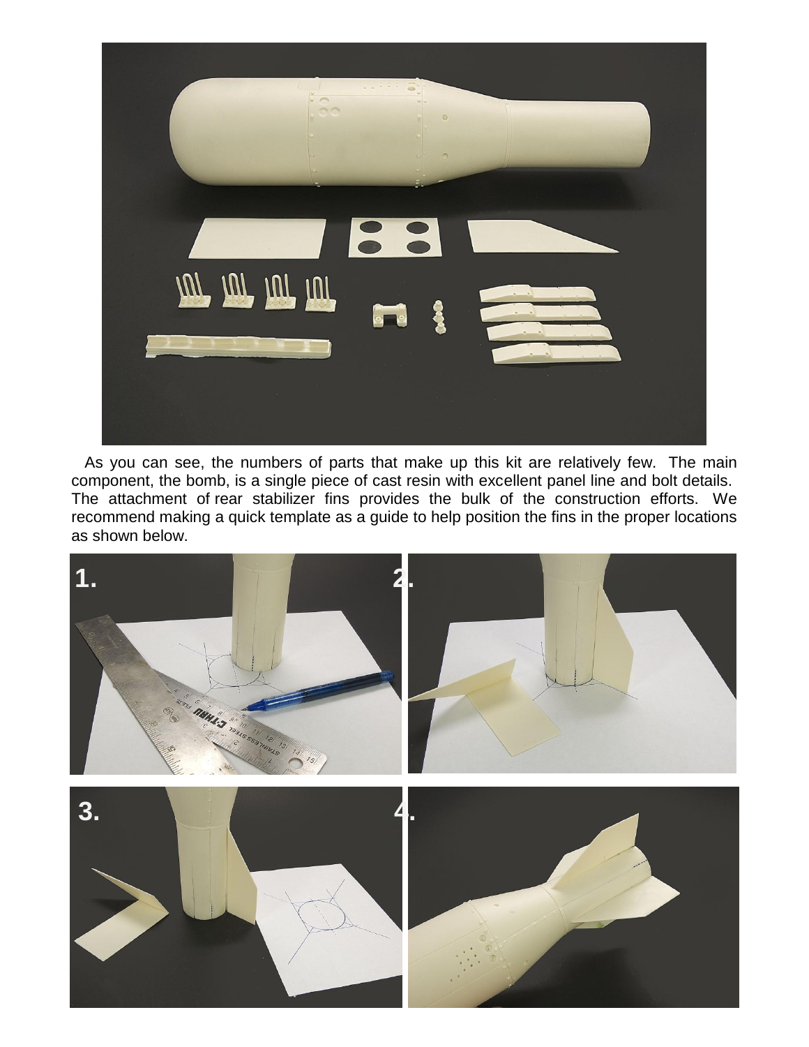As you can see, the numbers of parts that make up this kit are relatively few. The main component, the bomb, is a single piece of cast resin with excellent panel line and bolt details. The attachment of rear stabilizer fins provides the bulk of the construction efforts. We recommend making a quick template as a guide to help position the fins in the proper locations as shown below.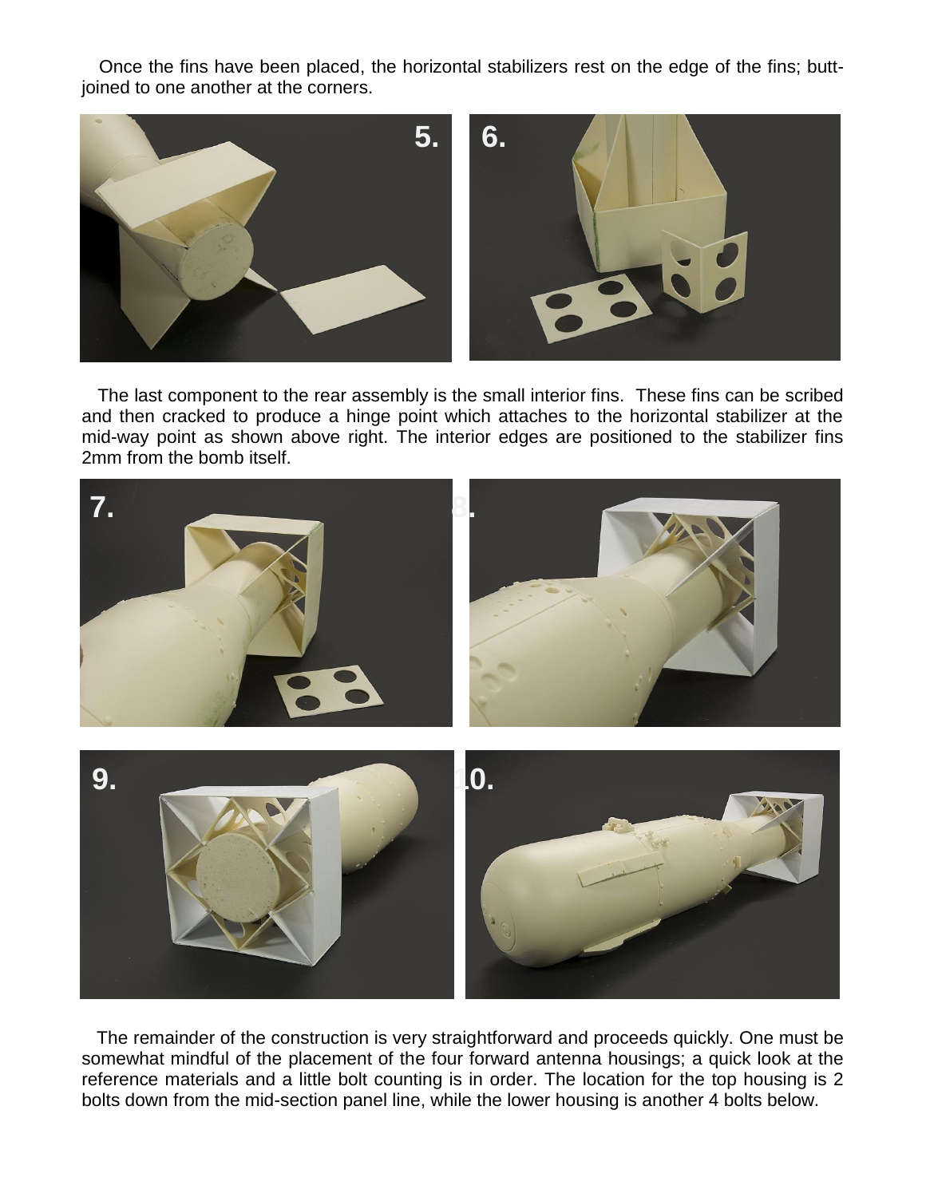Once the fins have been placed, the horizontal stabilizers rest on the edge of the fins; butt-joined to one another at the corners.

The last component to the rear assembly is the small interior fins. These fins can be scribed and then cracked to produce a hinge point which attaches to the horizontal stabilizer at the mid-way point as shown above right. The interior edges are positioned to the stabilizer fins 2mm from the bomb itself.

The remainder of the construction is very straightforward and proceeds quickly. One must be somewhat mindful of the placement of the four forward antenna housings; a quick look at the reference materials and a little bolt counting is in order. The location for the top housing is 2 bolts down from the mid-section panel line, while the lower housing is another 4 bolts below.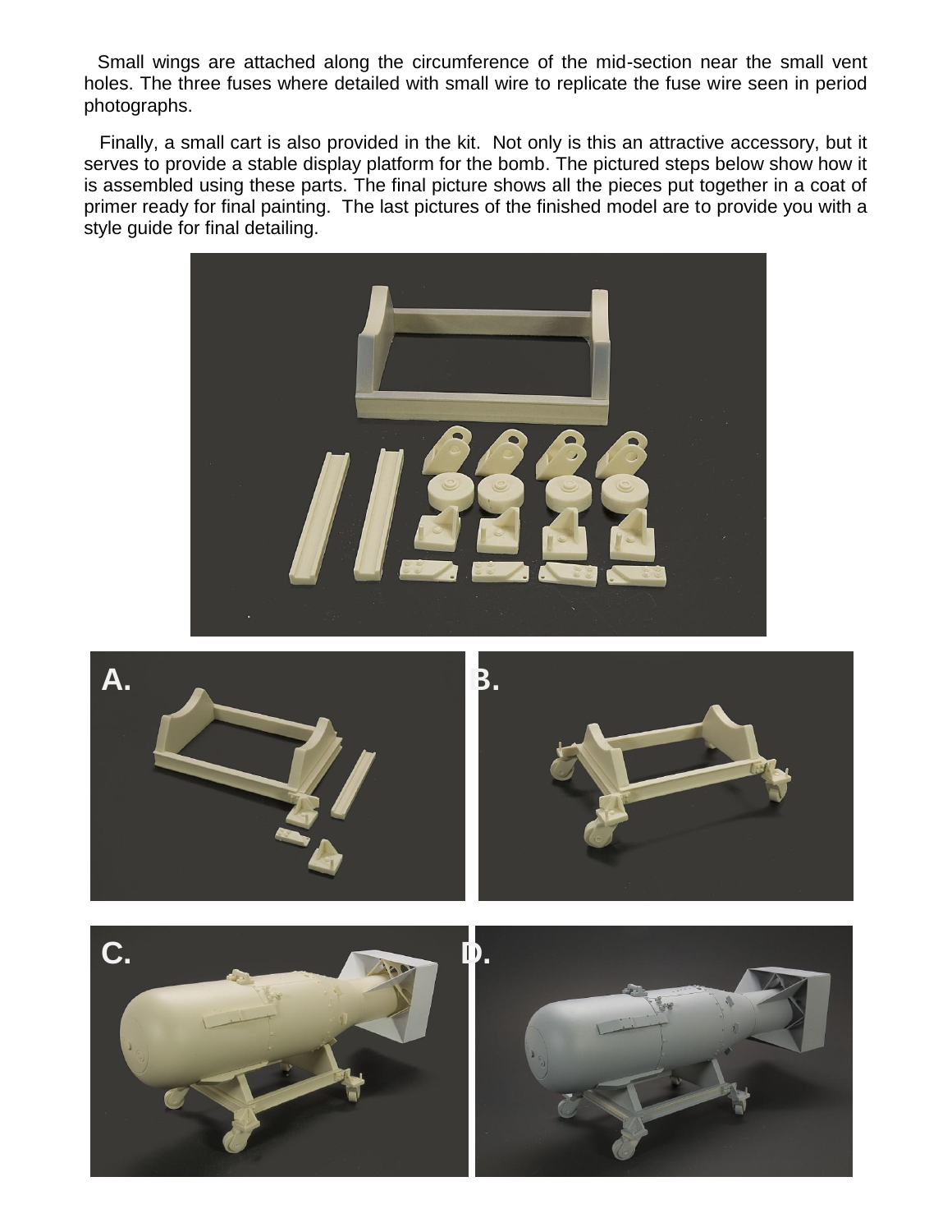Small wings are attached along the circumference of the mid-section near the small vent holes. The three fuses where detailed with small wire to replicate the fuse wire seen in period photographs.

Finally, a small cart is also provided in the kit. Not only is this an attractive accessory, but it serves to provide a stable display platform for the bomb. The pictured steps below show how it is assembled using these parts. The final picture shows all the pieces put together in a coat of primer ready for final painting. The last pictures of the finished model are to provide you with a style guide for final detailing.

A.

B.

C.

D.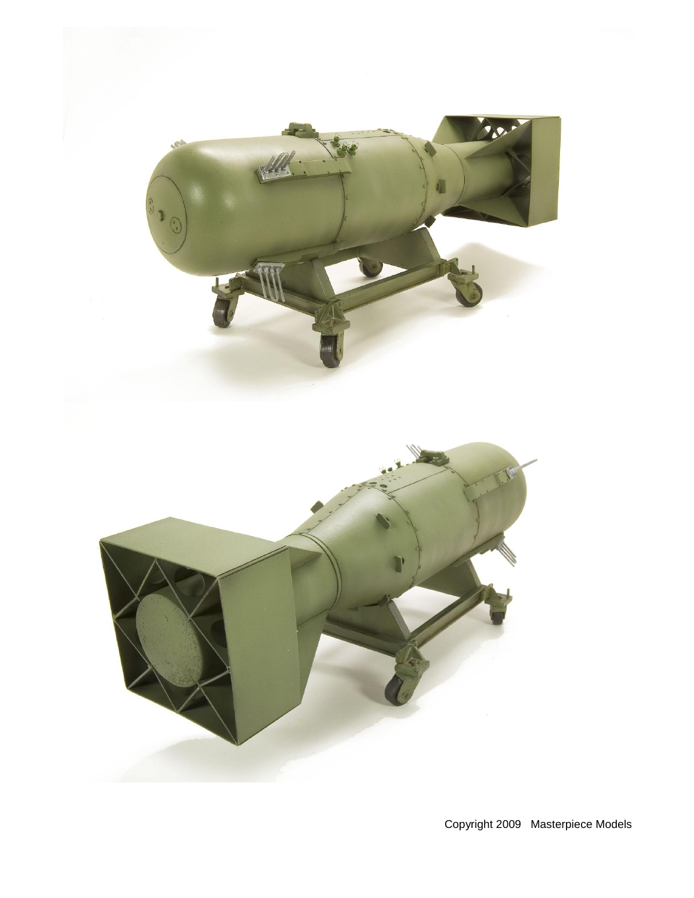Copyright 2009 Masterpiece Models